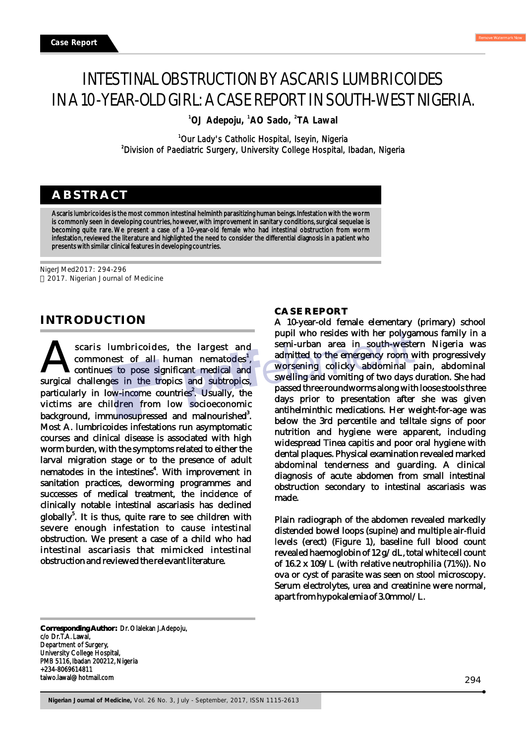Case Report

# INTESTINAL OBSTRUCTION BY ASCARIS LUMBRICOIDES IN A 10-YEAR-OLD GIRL: A CASE REPORT IN SOUTH-WEST NIGERIA.

[1]OJ Adepoju, [1]AO Sado, [2]TA Lawal

[1]Our Lady's Catholic Hospital, Iseyin, Nigeria
[2]Division of Paediatric Surgery, University College Hospital, Ibadan, Nigeria

## ABSTRACT

Ascaris lumbricoides is the most common intestinal helminth parasitizing human beings. Infestation with the worm is commonly seen in developing countries, however, with improvement in sanitary conditions, surgical sequelae is becoming quite rare. We present a case of a 10-year-old female who had intestinal obstruction from worm infestation, reviewed the literature and highlighted the need to consider the differential diagnosis in a patient who presents with similar clinical features in developing countries.

NigerJMed2017: 294-296
© 2017. Nigerian Journal of Medicine

## INTRODUCTION

Ascaris lumbricoides, the largest and commonest of all human nematodes[1], continues to pose significant medical and surgical challenges in the tropics and subtropics, particularly in low-income countries[2]. Usually, the victims are children from low socioeconomic background, immunosupressed and malnourished[3]. Most A. lumbricoides infestations run asymptomatic courses and clinical disease is associated with high worm burden, with the symptoms related to either the larval migration stage or to the presence of adult nematodes in the intestines[4]. With improvement in sanitation practices, deworming programmes and successes of medical treatment, the incidence of clinically notable intestinal ascariasis has declined globally[5]. It is thus, quite rare to see children with severe enough infestation to cause intestinal obstruction. We present a case of a child who had intestinal ascariasis that mimicked intestinal obstruction and reviewed the relevant literature.

## CASE REPORT

A 10-year-old female elementary (primary) school pupil who resides with her polygamous family in a semi-urban area in south-western Nigeria was admitted to the emergency room with progressively worsening colicky abdominal pain, abdominal swelling and vomiting of two days duration. She had passed three roundworms along with loose stools three days prior to presentation after she was given antihelminthic medications. Her weight-for-age was below the 3rd percentile and telltale signs of poor nutrition and hygiene were apparent, including widespread Tinea capitis and poor oral hygiene with dental plaques. Physical examination revealed marked abdominal tenderness and guarding. A clinical diagnosis of acute abdomen from small intestinal obstruction secondary to intestinal ascariasis was made.

Plain radiograph of the abdomen revealed markedly distended bowel loops (supine) and multiple air-fluid levels (erect) (Figure 1), baseline full blood count revealed haemoglobin of 12g/dL, total white cell count of 16.2 x 109/L (with relative neutrophilia (71%)). No ova or cyst of parasite was seen on stool microscopy. Serum electrolytes, urea and creatinine were normal, apart from hypokalemia of 3.0mmol/L.

**Corresponding Author:** Dr. Olalekan J. Adepoju,
c/o Dr.T.A. Lawal,
Department of Surgery,
University College Hospital,
PMB 5116, Ibadan 200212, Nigeria
+234-8069614811
taiwo.lawal@hotmail.com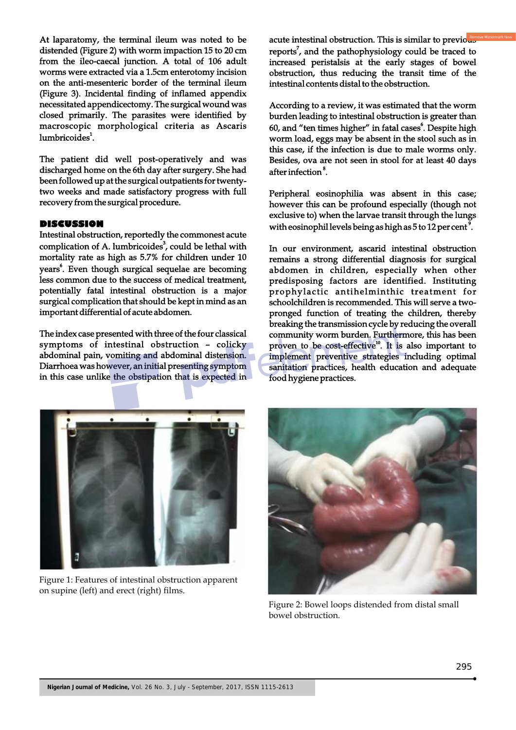At laparatomy, the terminal ileum was noted to be distended (Figure 2) with worm impaction 15 to 20 cm from the ileo-caecal junction. A total of 106 adult worms were extracted via a 1.5cm enterotomy incision on the anti-mesenteric border of the terminal ileum (Figure 3). Incidental finding of inflamed appendix necessitated appendicectomy. The surgical wound was closed primarily. The parasites were identified by macroscopic morphological criteria as Ascaris lumbricoides[1].

The patient did well post-operatively and was discharged home on the 6th day after surgery. She had been followed up at the surgical outpatients for twenty-two weeks and made satisfactory progress with full recovery from the surgical procedure.

## DISCUSSION

Intestinal obstruction, reportedly the commonest acute complication of A. lumbricoides[3], could be lethal with mortality rate as high as 5.7% for children under 10 years[6]. Even though surgical sequelae are becoming less common due to the success of medical treatment, potentially fatal intestinal obstruction is a major surgical complication that should be kept in mind as an important differential of acute abdomen.

The index case presented with three of the four classical symptoms of intestinal obstruction – colicky abdominal pain, vomiting and abdominal distension. Diarrhoea was however, an initial presenting symptom in this case unlike the obstipation that is expected in acute intestinal obstruction. This is similar to previous reports[7], and the pathophysiology could be traced to increased peristalsis at the early stages of bowel obstruction, thus reducing the transit time of the intestinal contents distal to the obstruction.

According to a review, it was estimated that the worm burden leading to intestinal obstruction is greater than 60, and "ten times higher" in fatal cases[6]. Despite high worm load, eggs may be absent in the stool such as in this case, if the infection is due to male worms only. Besides, ova are not seen in stool for at least 40 days after infection[8].

Peripheral eosinophilia was absent in this case; however this can be profound especially (though not exclusive to) when the larvae transit through the lungs with eosinophil levels being as high as 5 to 12 per cent[9].

In our environment, ascarid intestinal obstruction remains a strong differential diagnosis for surgical abdomen in children, especially when other predisposing factors are identified. Instituting prophylactic antihelminthic treatment for schoolchildren is recommended. This will serve a two-pronged function of treating the children, thereby breaking the transmission cycle by reducing the overall community worm burden. Furthermore, this has been proven to be cost-effective[10]. It is also important to implement preventive strategies including optimal sanitation practices, health education and adequate food hygiene practices.

Figure 1: Features of intestinal obstruction apparent on supine (left) and erect (right) films.

Figure 2: Bowel loops distended from distal small bowel obstruction.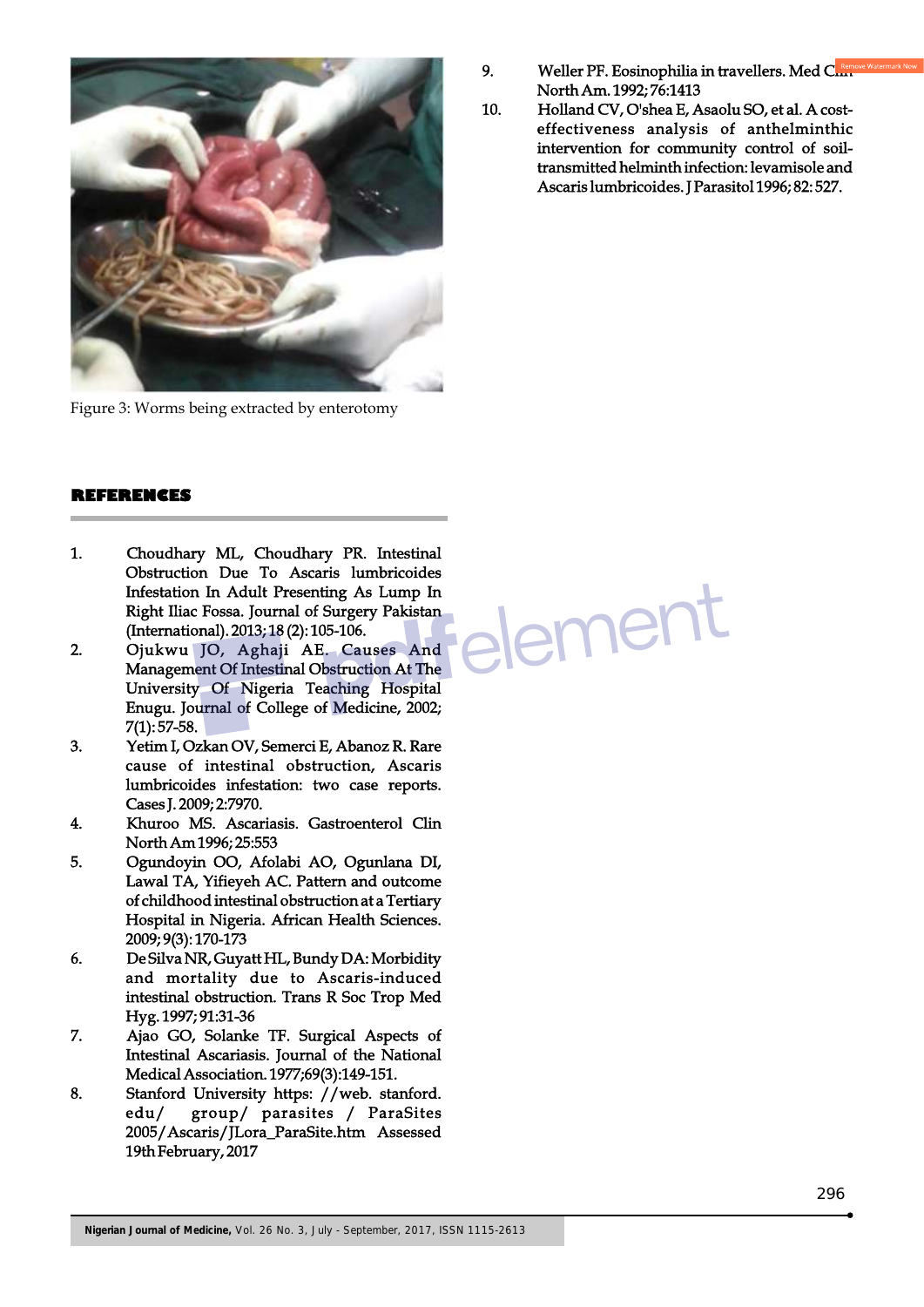Figure 3: Worms being extracted by enterotomy

## REFERENCES

1. Choudhary ML, Choudhary PR. Intestinal Obstruction Due To Ascaris lumbricoides Infestation In Adult Presenting As Lump In Right Iliac Fossa. Journal of Surgery Pakistan (International). 2013; 18 (2): 105-106.
2. Ojukwu JO, Aghaji AE. Causes And Management Of Intestinal Obstruction At The University Of Nigeria Teaching Hospital Enugu. Journal of College of Medicine, 2002; 7(1): 57-58.
3. Yetim I, Ozkan OV, Semerci E, Abanoz R. Rare cause of intestinal obstruction, Ascaris lumbricoides infestation: two case reports. Cases J. 2009; 2:7970.
4. Khuroo MS. Ascariasis. Gastroenterol Clin North Am 1996; 25:553
5. Ogundoyin OO, Afolabi AO, Ogunlana DI, Lawal TA, Yifieyeh AC. Pattern and outcome of childhood intestinal obstruction at a Tertiary Hospital in Nigeria. African Health Sciences. 2009; 9(3): 170-173
6. De Silva NR, Guyatt HL, Bundy DA: Morbidity and mortality due to Ascaris-induced intestinal obstruction. Trans R Soc Trop Med Hyg. 1997; 91:31-36
7. Ajao GO, Solanke TF. Surgical Aspects of Intestinal Ascariasis. Journal of the National Medical Association. 1977;69(3):149-151.
8. Stanford University https: //web. stanford. edu/ group/ parasites / ParaSites 2005/Ascaris/JLora_ParaSite.htm Assessed 19th February, 2017
9. Weller PF. Eosinophilia in travellers. Med Clin North Am. 1992; 76:1413
10. Holland CV, O'shea E, Asaolu SO, et al. A cost-effectiveness analysis of anthelminthic intervention for community control of soil-transmitted helminth infection: levamisole and Ascaris lumbricoides. J Parasitol 1996; 82: 527.